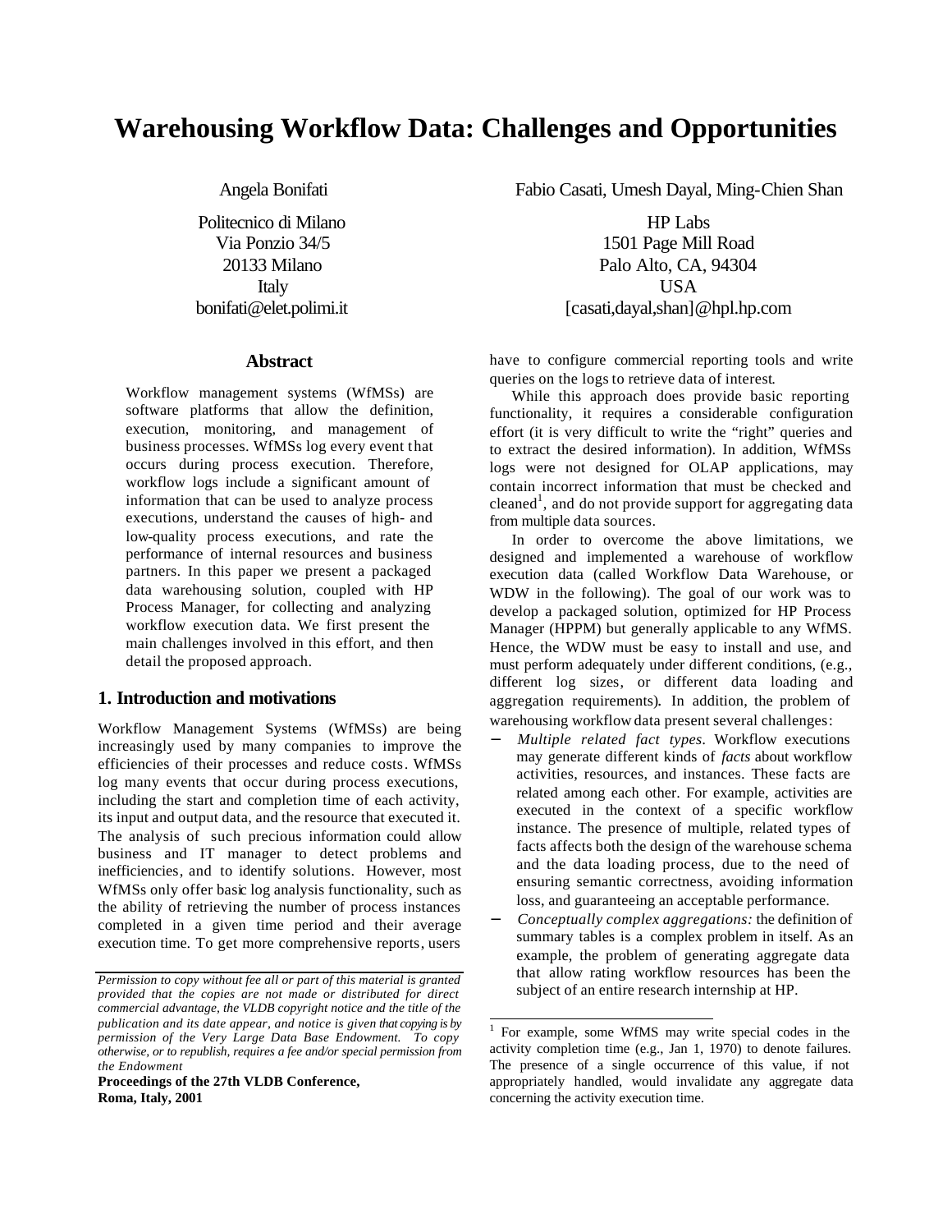# Warehousing Workflow Data: Challenges and Opportunities

Angela Bonifati

Politecnico di Milano
Via Ponzio 34/5
20133 Milano
Italy
bonifati@elet.polimi.it

Fabio Casati, Umesh Dayal, Ming-Chien Shan

HP Labs
1501 Page Mill Road
Palo Alto, CA, 94304
USA
[casati,dayal,shan]@hpl.hp.com

## Abstract

Workflow management systems (WfMSs) are software platforms that allow the definition, execution, monitoring, and management of business processes. WfMSs log every event that occurs during process execution. Therefore, workflow logs include a significant amount of information that can be used to analyze process executions, understand the causes of high- and low-quality process executions, and rate the performance of internal resources and business partners. In this paper we present a packaged data warehousing solution, coupled with HP Process Manager, for collecting and analyzing workflow execution data. We first present the main challenges involved in this effort, and then detail the proposed approach.

## 1. Introduction and motivations

Workflow Management Systems (WfMSs) are being increasingly used by many companies to improve the efficiencies of their processes and reduce costs. WfMSs log many events that occur during process executions, including the start and completion time of each activity, its input and output data, and the resource that executed it. The analysis of such precious information could allow business and IT manager to detect problems and inefficiencies, and to identify solutions. However, most WfMSs only offer basic log analysis functionality, such as the ability of retrieving the number of process instances completed in a given time period and their average execution time. To get more comprehensive reports, users have to configure commercial reporting tools and write queries on the logs to retrieve data of interest.

While this approach does provide basic reporting functionality, it requires a considerable configuration effort (it is very difficult to write the "right" queries and to extract the desired information). In addition, WfMSs logs were not designed for OLAP applications, may contain incorrect information that must be checked and cleaned[1], and do not provide support for aggregating data from multiple data sources.

In order to overcome the above limitations, we designed and implemented a warehouse of workflow execution data (called Workflow Data Warehouse, or WDW in the following). The goal of our work was to develop a packaged solution, optimized for HP Process Manager (HPPM) but generally applicable to any WfMS. Hence, the WDW must be easy to install and use, and must perform adequately under different conditions, (e.g., different log sizes, or different data loading and aggregation requirements). In addition, the problem of warehousing workflow data present several challenges:

- *Multiple related fact types.* Workflow executions may generate different kinds of *facts* about workflow activities, resources, and instances. These facts are related among each other. For example, activities are executed in the context of a specific workflow instance. The presence of multiple, related types of facts affects both the design of the warehouse schema and the data loading process, due to the need of ensuring semantic correctness, avoiding information loss, and guaranteeing an acceptable performance.
- *Conceptually complex aggregations:* the definition of summary tables is a complex problem in itself. As an example, the problem of generating aggregate data that allow rating workflow resources has been the subject of an entire research internship at HP.

[1] For example, some WfMS may write special codes in the activity completion time (e.g., Jan 1, 1970) to denote failures. The presence of a single occurrence of this value, if not appropriately handled, would invalidate any aggregate data concerning the activity execution time.

*Permission to copy without fee all or part of this material is granted provided that the copies are not made or distributed for direct commercial advantage, the VLDB copyright notice and the title of the publication and its date appear, and notice is given that copying is by permission of the Very Large Data Base Endowment. To copy otherwise, or to republish, requires a fee and/or special permission from the Endowment*

**Proceedings of the 27th VLDB Conference,
Roma, Italy, 2001**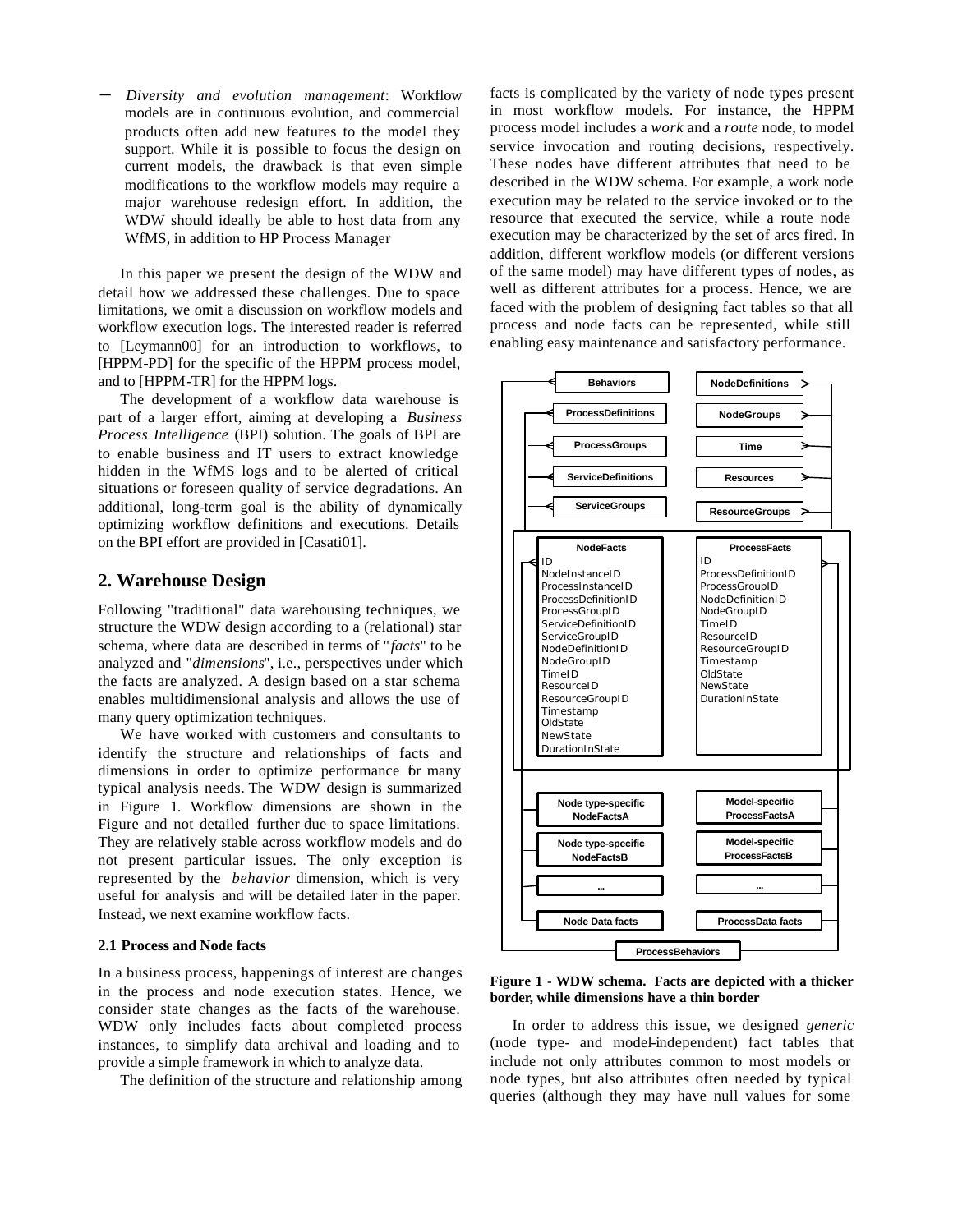– *Diversity and evolution management*: Workflow models are in continuous evolution, and commercial products often add new features to the model they support. While it is possible to focus the design on current models, the drawback is that even simple modifications to the workflow models may require a major warehouse redesign effort. In addition, the WDW should ideally be able to host data from any WfMS, in addition to HP Process Manager

In this paper we present the design of the WDW and detail how we addressed these challenges. Due to space limitations, we omit a discussion on workflow models and workflow execution logs. The interested reader is referred to [Leymann00] for an introduction to workflows, to [HPPM-PD] for the specific of the HPPM process model, and to [HPPM-TR] for the HPPM logs.

The development of a workflow data warehouse is part of a larger effort, aiming at developing a *Business Process Intelligence* (BPI) solution. The goals of BPI are to enable business and IT users to extract knowledge hidden in the WfMS logs and to be alerted of critical situations or foreseen quality of service degradations. An additional, long-term goal is the ability of dynamically optimizing workflow definitions and executions. Details on the BPI effort are provided in [Casati01].

## 2. Warehouse Design

Following "traditional" data warehousing techniques, we structure the WDW design according to a (relational) star schema, where data are described in terms of "*facts*" to be analyzed and "*dimensions*", i.e., perspectives under which the facts are analyzed. A design based on a star schema enables multidimensional analysis and allows the use of many query optimization techniques.

We have worked with customers and consultants to identify the structure and relationships of facts and dimensions in order to optimize performance for many typical analysis needs. The WDW design is summarized in Figure 1. Workflow dimensions are shown in the Figure and not detailed further due to space limitations. They are relatively stable across workflow models and do not present particular issues. The only exception is represented by the *behavior* dimension, which is very useful for analysis and will be detailed later in the paper. Instead, we next examine workflow facts.

### 2.1 Process and Node facts

In a business process, happenings of interest are changes in the process and node execution states. Hence, we consider state changes as the facts of the warehouse. WDW only includes facts about completed process instances, to simplify data archival and loading and to provide a simple framework in which to analyze data.

The definition of the structure and relationship among facts is complicated by the variety of node types present in most workflow models. For instance, the HPPM process model includes a *work* and a *route* node, to model service invocation and routing decisions, respectively. These nodes have different attributes that need to be described in the WDW schema. For example, a work node execution may be related to the service invoked or to the resource that executed the service, while a route node execution may be characterized by the set of arcs fired. In addition, different workflow models (or different versions of the same model) may have different types of nodes, as well as different attributes for a process. Hence, we are faced with the problem of designing fact tables so that all process and node facts can be represented, while still enabling easy maintenance and satisfactory performance.

Behaviors · ProcessDefinitions · ProcessGroups · ServiceDefinitions · ServiceGroups · NodeDefinitions · NodeGroups · Time · Resources · ResourceGroups

| NodeFacts | ProcessFacts |
|---|---|
| ID | ID |
| NodeInstanceID | ProcessDefinitionID |
| ProcessInstanceID | ProcessGroupID |
| ProcessDefinitionID | NodeDefinitionID |
| ProcessGroupID | NodeGroupID |
| ServiceDefinitionID | TimeID |
| ServiceGroupID | ResourceID |
| NodeDefinitionID | ResourceGroupID |
| NodeGroupID | Timestamp |
| TimeID | OldState |
| ResourceID | NewState |
| ResourceGroupID | DurationInState |
| Timestamp | |
| OldState | |
| NewState | |
| DurationInState | |

Node type-specific NodeFactsA · Node type-specific NodeFactsB · ... · Node Data facts · Model-specific ProcessFactsA · Model-specific ProcessFactsB · ... · ProcessData facts · ProcessBehaviors

**Figure 1 - WDW schema. Facts are depicted with a thicker border, while dimensions have a thin border**

In order to address this issue, we designed *generic* (node type- and model-independent) fact tables that include not only attributes common to most models or node types, but also attributes often needed by typical queries (although they may have null values for some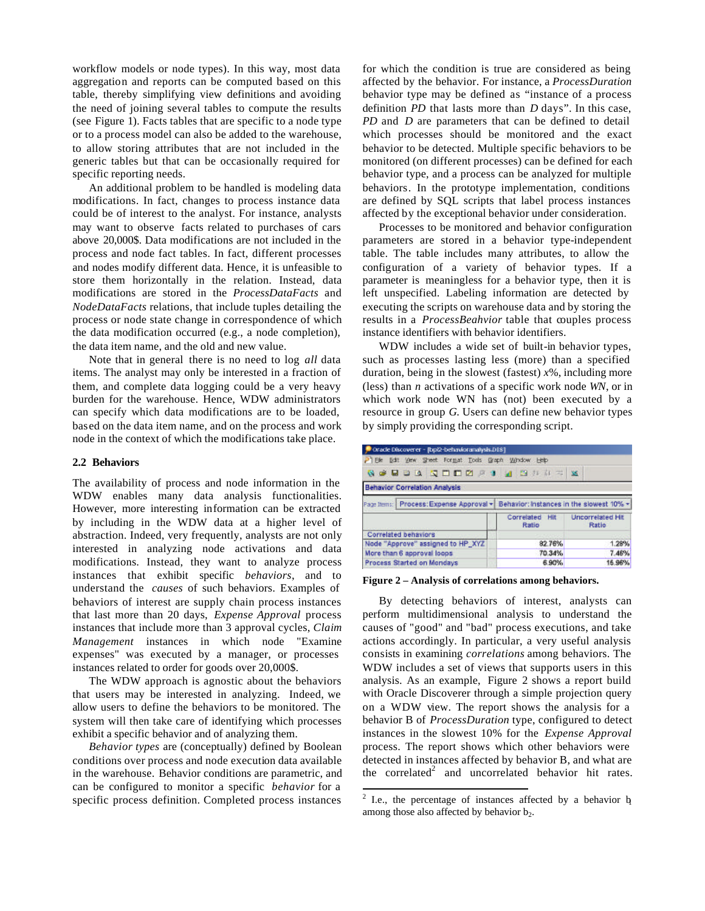workflow models or node types). In this way, most data aggregation and reports can be computed based on this table, thereby simplifying view definitions and avoiding the need of joining several tables to compute the results (see Figure 1). Facts tables that are specific to a node type or to a process model can also be added to the warehouse, to allow storing attributes that are not included in the generic tables but that can be occasionally required for specific reporting needs.

An additional problem to be handled is modeling data modifications. In fact, changes to process instance data could be of interest to the analyst. For instance, analysts may want to observe facts related to purchases of cars above 20,000$. Data modifications are not included in the process and node fact tables. In fact, different processes and nodes modify different data. Hence, it is unfeasible to store them horizontally in the relation. Instead, data modifications are stored in the *ProcessDataFacts* and *NodeDataFacts* relations, that include tuples detailing the process or node state change in correspondence of which the data modification occurred (e.g., a node completion), the data item name, and the old and new value.

Note that in general there is no need to log *all* data items. The analyst may only be interested in a fraction of them, and complete data logging could be a very heavy burden for the warehouse. Hence, WDW administrators can specify which data modifications are to be loaded, based on the data item name, and on the process and work node in the context of which the modifications take place.

### 2.2 Behaviors

The availability of process and node information in the WDW enables many data analysis functionalities. However, more interesting information can be extracted by including in the WDW data at a higher level of abstraction. Indeed, very frequently, analysts are not only interested in analyzing node activations and data modifications. Instead, they want to analyze process instances that exhibit specific *behaviors*, and to understand the *causes* of such behaviors. Examples of behaviors of interest are supply chain process instances that last more than 20 days, *Expense Approval* process instances that include more than 3 approval cycles, *Claim Management* instances in which node "Examine expenses" was executed by a manager, or processes instances related to order for goods over 20,000$.

The WDW approach is agnostic about the behaviors that users may be interested in analyzing. Indeed, we allow users to define the behaviors to be monitored. The system will then take care of identifying which processes exhibit a specific behavior and of analyzing them.

*Behavior types* are (conceptually) defined by Boolean conditions over process and node execution data available in the warehouse. Behavior conditions are parametric, and can be configured to monitor a specific *behavior* for a specific process definition. Completed process instances for which the condition is true are considered as being affected by the behavior. For instance, a *ProcessDuration* behavior type may be defined as "instance of a process definition *PD* that lasts more than *D* days". In this case, *PD* and *D* are parameters that can be defined to detail which processes should be monitored and the exact behavior to be detected. Multiple specific behaviors to be monitored (on different processes) can be defined for each behavior type, and a process can be analyzed for multiple behaviors. In the prototype implementation, conditions are defined by SQL scripts that label process instances affected by the exceptional behavior under consideration.

Processes to be monitored and behavior configuration parameters are stored in a behavior type-independent table. The table includes many attributes, to allow the configuration of a variety of behavior types. If a parameter is meaningless for a behavior type, then it is left unspecified. Labeling information are detected by executing the scripts on warehouse data and by storing the results in a *ProcessBeahvior* table that couples process instance identifiers with behavior identifiers.

WDW includes a wide set of built-in behavior types, such as processes lasting less (more) than a specified duration, being in the slowest (fastest) $x$%, including more (less) than $n$ activations of a specific work node *WN*, or in which work node WN has (not) been executed by a resource in group *G*. Users can define new behavior types by simply providing the corresponding script.

Oracle Discoverer - [bpi2-behavioranalysis.DIS]

Behavior Correlation Analysis

Page Items: Process: Expense Approval | Behavior: Instances in the slowest 10%

| | Correlated Hit Ratio | Uncorrelated Hit Ratio |
|---|---|---|
| Correlated behaviors | | |
| Node "Approve" assigned to HP_XYZ | 82.76% | 1.28% |
| More than 6 approval loops | 70.34% | 7.46% |
| Process Started on Mondays | 6.90% | 15.96% |

**Figure 2 – Analysis of correlations among behaviors.**

By detecting behaviors of interest, analysts can perform multidimensional analysis to understand the causes of "good" and "bad" process executions, and take actions accordingly. In particular, a very useful analysis consists in examining *correlations* among behaviors. The WDW includes a set of views that supports users in this analysis. As an example, Figure 2 shows a report build with Oracle Discoverer through a simple projection query on a WDW view. The report shows the analysis for a behavior B of *ProcessDuration* type, configured to detect instances in the slowest 10% for the *Expense Approval* process. The report shows which other behaviors were detected in instances affected by behavior B, and what are the correlated[2] and uncorrelated behavior hit rates.

[2] I.e., the percentage of instances affected by a behavior $b_1$ among those also affected by behavior $b_2$.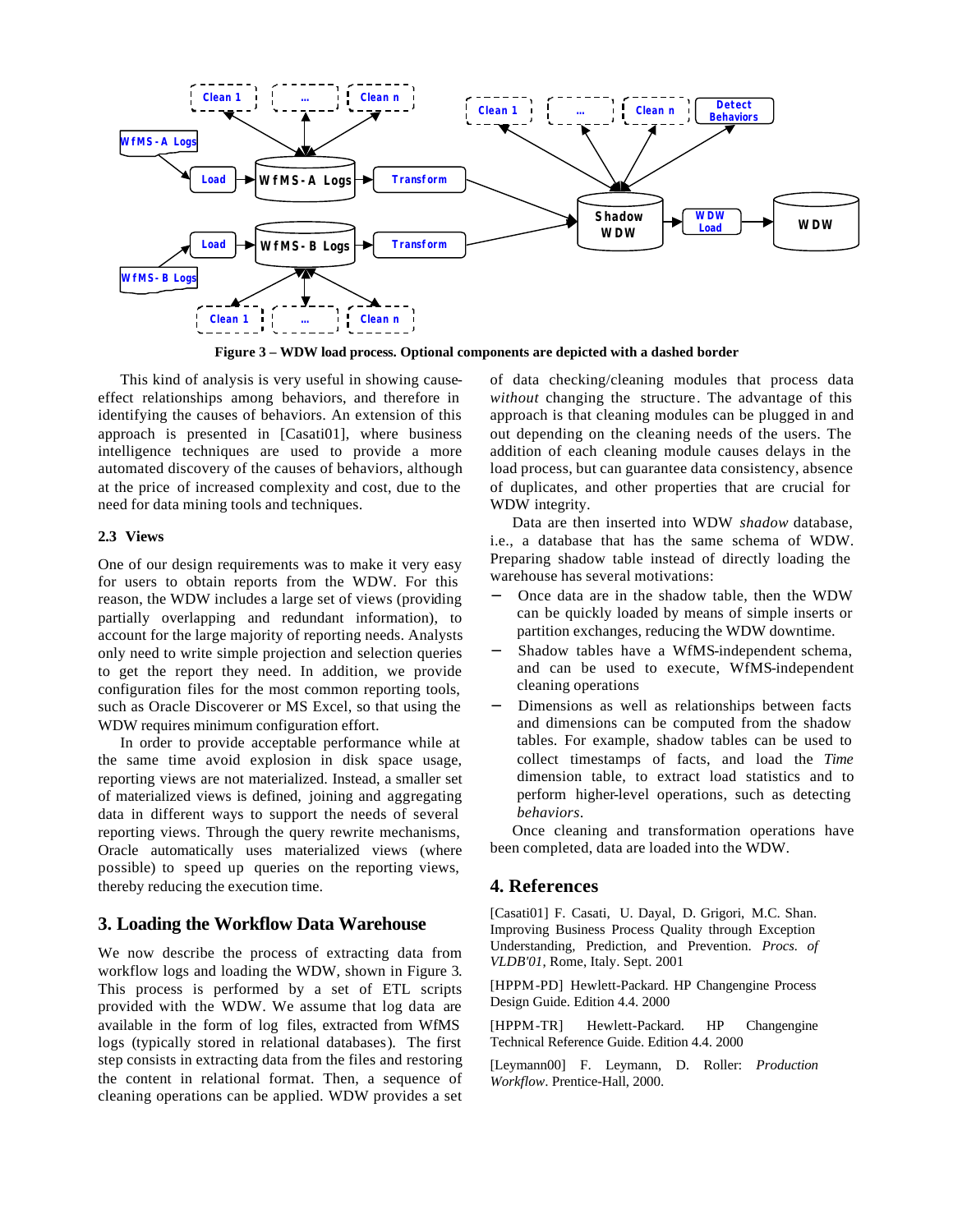Clean 1

...

Clean n

WfMS-A Logs

Load

WfMS-A Logs

Transform

Clean 1

...

Clean n

Detect Behaviors

Shadow WDW

WDW Load

WDW

Load

WfMS-B Logs

Transform

WfMS-B Logs

Clean 1

...

Clean n

**Figure 3 – WDW load process. Optional components are depicted with a dashed border**

This kind of analysis is very useful in showing cause-effect relationships among behaviors, and therefore in identifying the causes of behaviors. An extension of this approach is presented in [Casati01], where business intelligence techniques are used to provide a more automated discovery of the causes of behaviors, although at the price of increased complexity and cost, due to the need for data mining tools and techniques.

### 2.3 Views

One of our design requirements was to make it very easy for users to obtain reports from the WDW. For this reason, the WDW includes a large set of views (providing partially overlapping and redundant information), to account for the large majority of reporting needs. Analysts only need to write simple projection and selection queries to get the report they need. In addition, we provide configuration files for the most common reporting tools, such as Oracle Discoverer or MS Excel, so that using the WDW requires minimum configuration effort.

In order to provide acceptable performance while at the same time avoid explosion in disk space usage, reporting views are not materialized. Instead, a smaller set of materialized views is defined, joining and aggregating data in different ways to support the needs of several reporting views. Through the query rewrite mechanisms, Oracle automatically uses materialized views (where possible) to speed up queries on the reporting views, thereby reducing the execution time.

## 3. Loading the Workflow Data Warehouse

We now describe the process of extracting data from workflow logs and loading the WDW, shown in Figure 3. This process is performed by a set of ETL scripts provided with the WDW. We assume that log data are available in the form of log files, extracted from WfMS logs (typically stored in relational databases). The first step consists in extracting data from the files and restoring the content in relational format. Then, a sequence of cleaning operations can be applied. WDW provides a set of data checking/cleaning modules that process data *without* changing the structure. The advantage of this approach is that cleaning modules can be plugged in and out depending on the cleaning needs of the users. The addition of each cleaning module causes delays in the load process, but can guarantee data consistency, absence of duplicates, and other properties that are crucial for WDW integrity.

Data are then inserted into WDW *shadow* database, i.e., a database that has the same schema of WDW. Preparing shadow table instead of directly loading the warehouse has several motivations:

- Once data are in the shadow table, then the WDW can be quickly loaded by means of simple inserts or partition exchanges, reducing the WDW downtime.
- Shadow tables have a WfMS-independent schema, and can be used to execute, WfMS-independent cleaning operations
- Dimensions as well as relationships between facts and dimensions can be computed from the shadow tables. For example, shadow tables can be used to collect timestamps of facts, and load the *Time* dimension table, to extract load statistics and to perform higher-level operations, such as detecting *behaviors*.

Once cleaning and transformation operations have been completed, data are loaded into the WDW.

## 4. References

[Casati01] F. Casati, U. Dayal, D. Grigori, M.C. Shan. Improving Business Process Quality through Exception Understanding, Prediction, and Prevention. *Procs. of VLDB'01*, Rome, Italy. Sept. 2001

[HPPM-PD] Hewlett-Packard. HP Changengine Process Design Guide. Edition 4.4. 2000

[HPPM-TR] Hewlett-Packard. HP Changengine Technical Reference Guide. Edition 4.4. 2000

[Leymann00] F. Leymann, D. Roller: *Production Workflow*. Prentice-Hall, 2000.